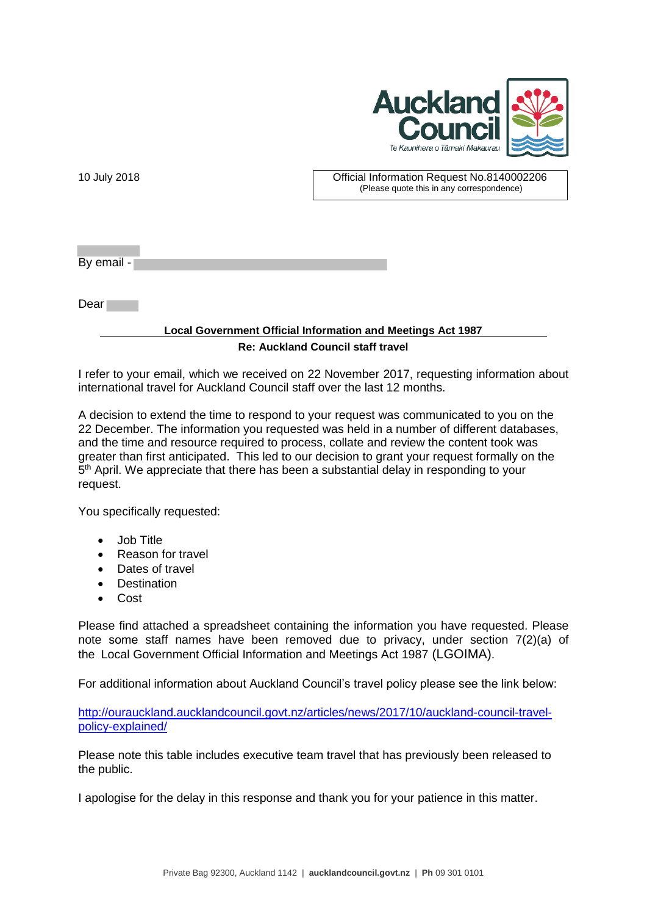Auckland Council

Te Kaunihera o Tāmaki Makaurau

10 July 2018

Official Information Request No.8140002206
(Please quote this in any correspondence)

By email -

Dear

**Local Government Official Information and Meetings Act 1987**

**Re: Auckland Council staff travel**

I refer to your email, which we received on 22 November 2017, requesting information about international travel for Auckland Council staff over the last 12 months.

A decision to extend the time to respond to your request was communicated to you on the 22 December. The information you requested was held in a number of different databases, and the time and resource required to process, collate and review the content took was greater than first anticipated. This led to our decision to grant your request formally on the 5th April. We appreciate that there has been a substantial delay in responding to your request.

You specifically requested:

- Job Title
- Reason for travel
- Dates of travel
- Destination
- Cost

Please find attached a spreadsheet containing the information you have requested. Please note some staff names have been removed due to privacy, under section 7(2)(a) of the Local Government Official Information and Meetings Act 1987 (LGOIMA).

For additional information about Auckland Council's travel policy please see the link below:

http://ourauckland.aucklandcouncil.govt.nz/articles/news/2017/10/auckland-council-travel-policy-explained/

Please note this table includes executive team travel that has previously been released to the public.

I apologise for the delay in this response and thank you for your patience in this matter.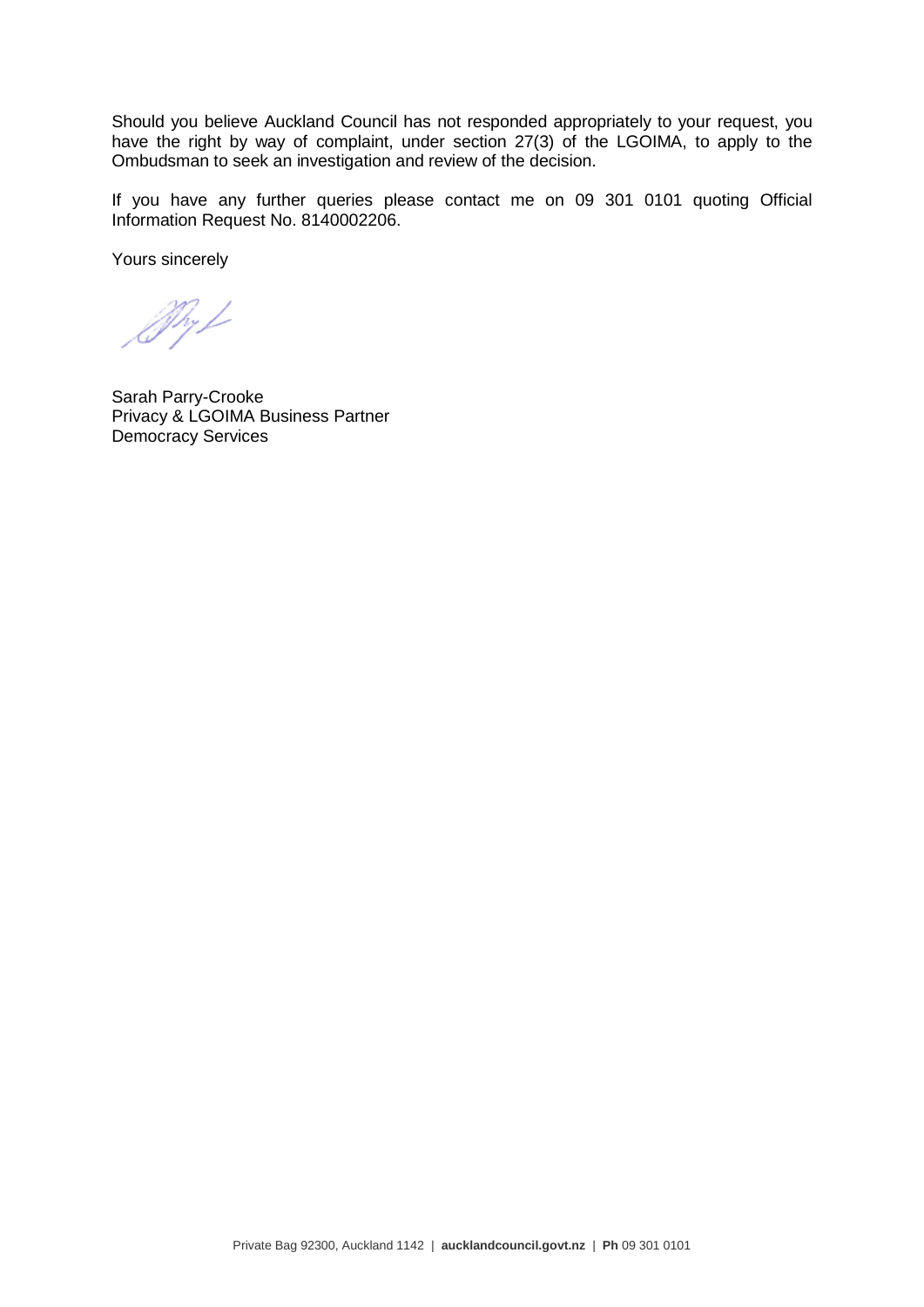Should you believe Auckland Council has not responded appropriately to your request, you have the right by way of complaint, under section 27(3) of the LGOIMA, to apply to the Ombudsman to seek an investigation and review of the decision.

If you have any further queries please contact me on 09 301 0101 quoting Official Information Request No. 8140002206.

Yours sincerely

Sarah Parry-Crooke
Privacy & LGOIMA Business Partner
Democracy Services